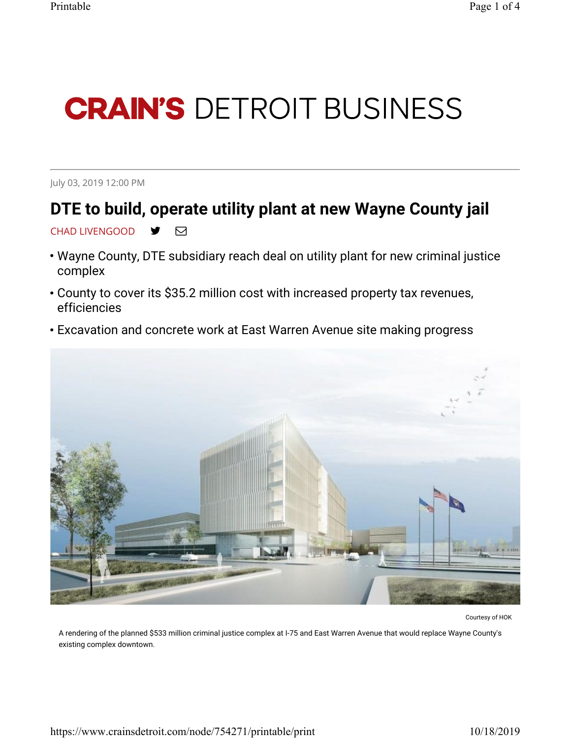# CRAIN'S DETROIT BUSINESS

July 03, 2019 12:00 PM

## DTE to build, operate utility plant at new Wayne County jail

CHAD LIVENGOOD

- Wayne County, DTE subsidiary reach deal on utility plant for new criminal justice complex
- County to cover its $35.2 million cost with increased property tax revenues, efficiencies
- Excavation and concrete work at East Warren Avenue site making progress

Courtesy of HOK

A rendering of the planned $533 million criminal justice complex at I-75 and East Warren Avenue that would replace Wayne County's existing complex downtown.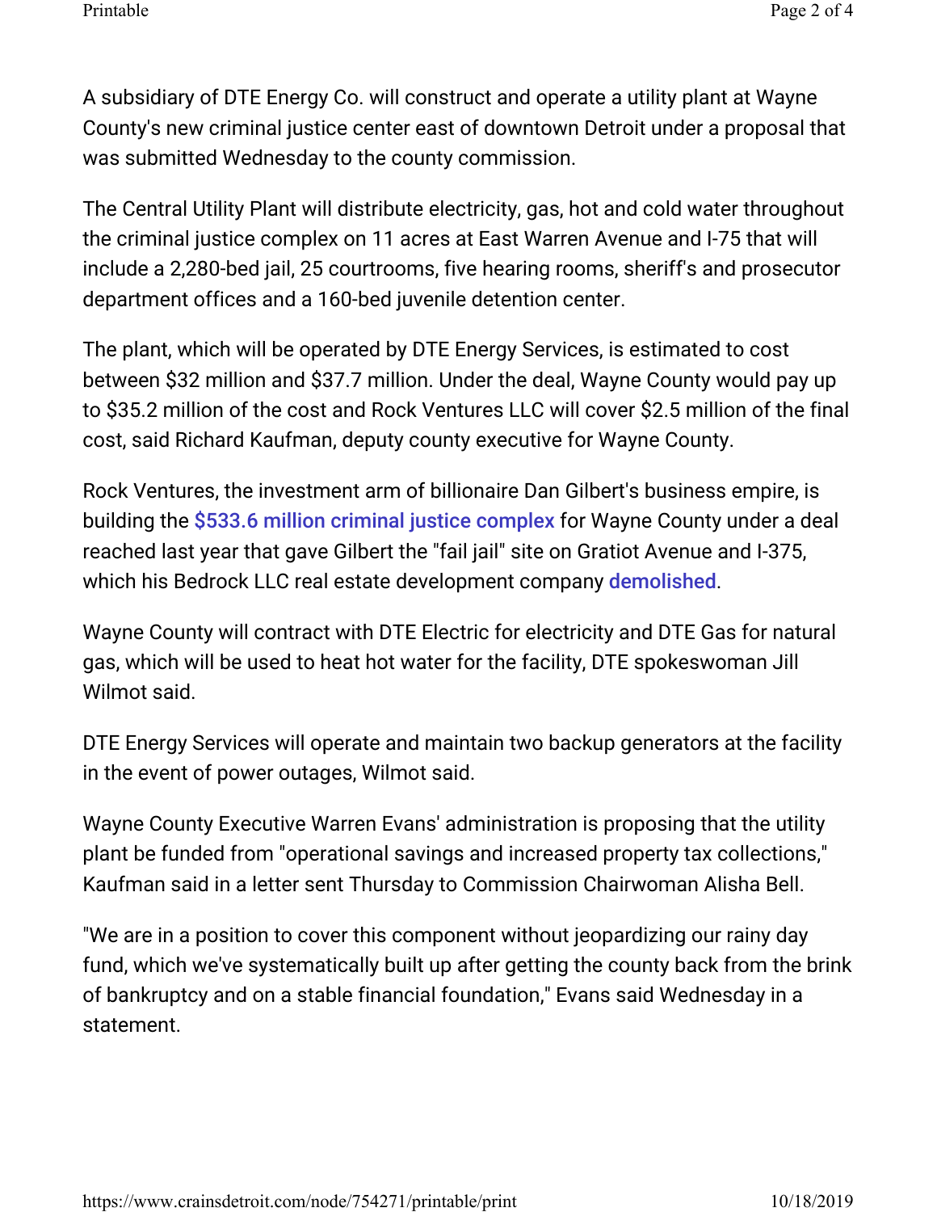A subsidiary of DTE Energy Co. will construct and operate a utility plant at Wayne County's new criminal justice center east of downtown Detroit under a proposal that was submitted Wednesday to the county commission.

The Central Utility Plant will distribute electricity, gas, hot and cold water throughout the criminal justice complex on 11 acres at East Warren Avenue and I-75 that will include a 2,280-bed jail, 25 courtrooms, five hearing rooms, sheriff's and prosecutor department offices and a 160-bed juvenile detention center.

The plant, which will be operated by DTE Energy Services, is estimated to cost between $32 million and $37.7 million. Under the deal, Wayne County would pay up to $35.2 million of the cost and Rock Ventures LLC will cover $2.5 million of the final cost, said Richard Kaufman, deputy county executive for Wayne County.

Rock Ventures, the investment arm of billionaire Dan Gilbert's business empire, is building the $533.6 million criminal justice complex for Wayne County under a deal reached last year that gave Gilbert the "fail jail" site on Gratiot Avenue and I-375, which his Bedrock LLC real estate development company demolished.

Wayne County will contract with DTE Electric for electricity and DTE Gas for natural gas, which will be used to heat hot water for the facility, DTE spokeswoman Jill Wilmot said.

DTE Energy Services will operate and maintain two backup generators at the facility in the event of power outages, Wilmot said.

Wayne County Executive Warren Evans' administration is proposing that the utility plant be funded from "operational savings and increased property tax collections," Kaufman said in a letter sent Thursday to Commission Chairwoman Alisha Bell.

"We are in a position to cover this component without jeopardizing our rainy day fund, which we've systematically built up after getting the county back from the brink of bankruptcy and on a stable financial foundation," Evans said Wednesday in a statement.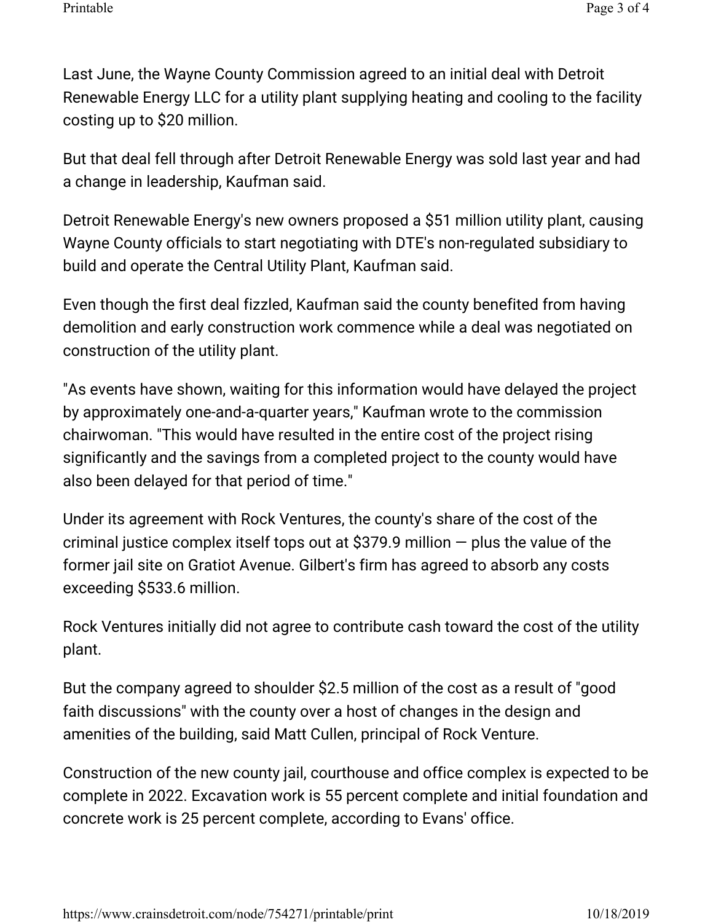Last June, the Wayne County Commission agreed to an initial deal with Detroit Renewable Energy LLC for a utility plant supplying heating and cooling to the facility costing up to $20 million.

But that deal fell through after Detroit Renewable Energy was sold last year and had a change in leadership, Kaufman said.

Detroit Renewable Energy's new owners proposed a $51 million utility plant, causing Wayne County officials to start negotiating with DTE's non-regulated subsidiary to build and operate the Central Utility Plant, Kaufman said.

Even though the first deal fizzled, Kaufman said the county benefited from having demolition and early construction work commence while a deal was negotiated on construction of the utility plant.

"As events have shown, waiting for this information would have delayed the project by approximately one-and-a-quarter years," Kaufman wrote to the commission chairwoman. "This would have resulted in the entire cost of the project rising significantly and the savings from a completed project to the county would have also been delayed for that period of time."

Under its agreement with Rock Ventures, the county's share of the cost of the criminal justice complex itself tops out at $379.9 million — plus the value of the former jail site on Gratiot Avenue. Gilbert's firm has agreed to absorb any costs exceeding $533.6 million.

Rock Ventures initially did not agree to contribute cash toward the cost of the utility plant.

But the company agreed to shoulder $2.5 million of the cost as a result of "good faith discussions" with the county over a host of changes in the design and amenities of the building, said Matt Cullen, principal of Rock Venture.

Construction of the new county jail, courthouse and office complex is expected to be complete in 2022. Excavation work is 55 percent complete and initial foundation and concrete work is 25 percent complete, according to Evans' office.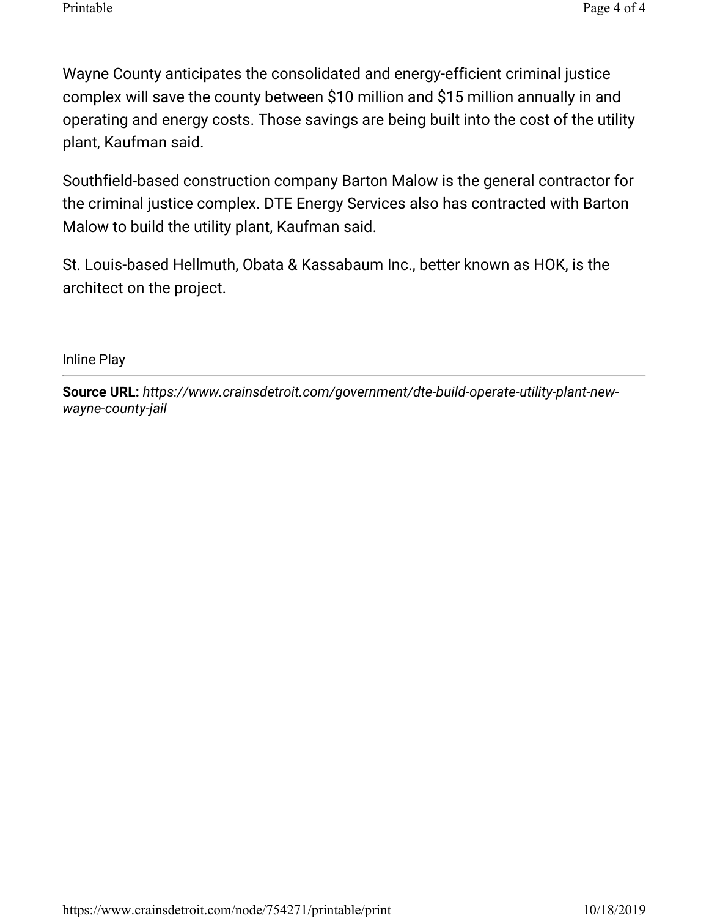Wayne County anticipates the consolidated and energy-efficient criminal justice complex will save the county between $10 million and $15 million annually in and operating and energy costs. Those savings are being built into the cost of the utility plant, Kaufman said.

Southfield-based construction company Barton Malow is the general contractor for the criminal justice complex. DTE Energy Services also has contracted with Barton Malow to build the utility plant, Kaufman said.

St. Louis-based Hellmuth, Obata & Kassabaum Inc., better known as HOK, is the architect on the project.

Inline Play

---

**Source URL:** *https://www.crainsdetroit.com/government/dte-build-operate-utility-plant-new-wayne-county-jail*